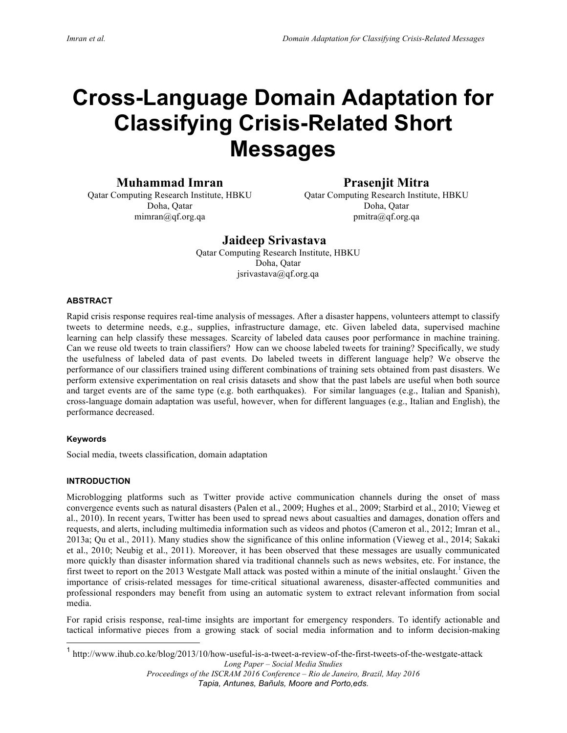# Cross-Language Domain Adaptation for Classifying Crisis-Related Short Messages

**Muhammad Imran**
Qatar Computing Research Institute, HBKU
Doha, Qatar
mimran@qf.org.qa

**Prasenjit Mitra**
Qatar Computing Research Institute, HBKU
Doha, Qatar
pmitra@qf.org.qa

**Jaideep Srivastava**
Qatar Computing Research Institute, HBKU
Doha, Qatar
jsrivastava@qf.org.qa

### ABSTRACT

Rapid crisis response requires real-time analysis of messages. After a disaster happens, volunteers attempt to classify tweets to determine needs, e.g., supplies, infrastructure damage, etc. Given labeled data, supervised machine learning can help classify these messages. Scarcity of labeled data causes poor performance in machine training. Can we reuse old tweets to train classifiers? How can we choose labeled tweets for training? Specifically, we study the usefulness of labeled data of past events. Do labeled tweets in different language help? We observe the performance of our classifiers trained using different combinations of training sets obtained from past disasters. We perform extensive experimentation on real crisis datasets and show that the past labels are useful when both source and target events are of the same type (e.g. both earthquakes). For similar languages (e.g., Italian and Spanish), cross-language domain adaptation was useful, however, when for different languages (e.g., Italian and English), the performance decreased.

#### Keywords

Social media, tweets classification, domain adaptation

### INTRODUCTION

Microblogging platforms such as Twitter provide active communication channels during the onset of mass convergence events such as natural disasters (Palen et al., 2009; Hughes et al., 2009; Starbird et al., 2010; Vieweg et al., 2010). In recent years, Twitter has been used to spread news about casualties and damages, donation offers and requests, and alerts, including multimedia information such as videos and photos (Cameron et al., 2012; Imran et al., 2013a; Qu et al., 2011). Many studies show the significance of this online information (Vieweg et al., 2014; Sakaki et al., 2010; Neubig et al., 2011). Moreover, it has been observed that these messages are usually communicated more quickly than disaster information shared via traditional channels such as news websites, etc. For instance, the first tweet to report on the 2013 Westgate Mall attack was posted within a minute of the initial onslaught.[1] Given the importance of crisis-related messages for time-critical situational awareness, disaster-affected communities and professional responders may benefit from using an automatic system to extract relevant information from social media.

For rapid crisis response, real-time insights are important for emergency responders. To identify actionable and tactical informative pieces from a growing stack of social media information and to inform decision-making

[1] http://www.ihub.co.ke/blog/2013/10/how-useful-is-a-tweet-a-review-of-the-first-tweets-of-the-westgate-attack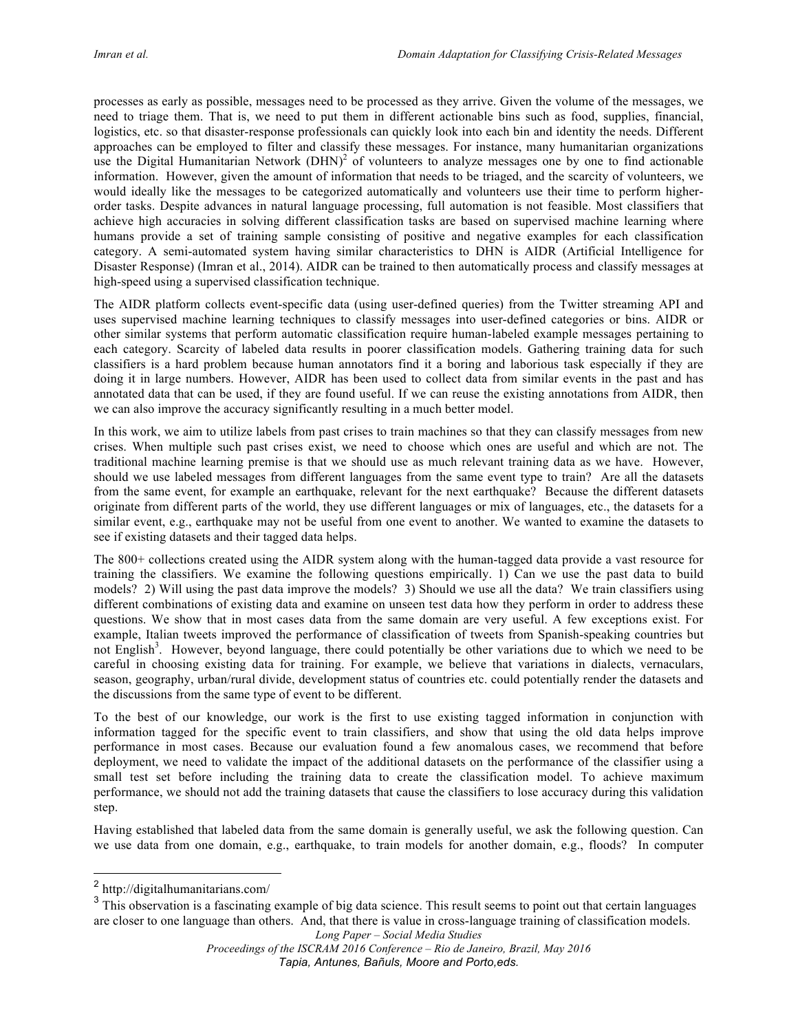processes as early as possible, messages need to be processed as they arrive. Given the volume of the messages, we need to triage them. That is, we need to put them in different actionable bins such as food, supplies, financial, logistics, etc. so that disaster-response professionals can quickly look into each bin and identity the needs. Different approaches can be employed to filter and classify these messages. For instance, many humanitarian organizations use the Digital Humanitarian Network (DHN)[2] of volunteers to analyze messages one by one to find actionable information. However, given the amount of information that needs to be triaged, and the scarcity of volunteers, we would ideally like the messages to be categorized automatically and volunteers use their time to perform higher-order tasks. Despite advances in natural language processing, full automation is not feasible. Most classifiers that achieve high accuracies in solving different classification tasks are based on supervised machine learning where humans provide a set of training sample consisting of positive and negative examples for each classification category. A semi-automated system having similar characteristics to DHN is AIDR (Artificial Intelligence for Disaster Response) (Imran et al., 2014). AIDR can be trained to then automatically process and classify messages at high-speed using a supervised classification technique.

The AIDR platform collects event-specific data (using user-defined queries) from the Twitter streaming API and uses supervised machine learning techniques to classify messages into user-defined categories or bins. AIDR or other similar systems that perform automatic classification require human-labeled example messages pertaining to each category. Scarcity of labeled data results in poorer classification models. Gathering training data for such classifiers is a hard problem because human annotators find it a boring and laborious task especially if they are doing it in large numbers. However, AIDR has been used to collect data from similar events in the past and has annotated data that can be used, if they are found useful. If we can reuse the existing annotations from AIDR, then we can also improve the accuracy significantly resulting in a much better model.

In this work, we aim to utilize labels from past crises to train machines so that they can classify messages from new crises. When multiple such past crises exist, we need to choose which ones are useful and which are not. The traditional machine learning premise is that we should use as much relevant training data as we have. However, should we use labeled messages from different languages from the same event type to train? Are all the datasets from the same event, for example an earthquake, relevant for the next earthquake? Because the different datasets originate from different parts of the world, they use different languages or mix of languages, etc., the datasets for a similar event, e.g., earthquake may not be useful from one event to another. We wanted to examine the datasets to see if existing datasets and their tagged data helps.

The 800+ collections created using the AIDR system along with the human-tagged data provide a vast resource for training the classifiers. We examine the following questions empirically. 1) Can we use the past data to build models? 2) Will using the past data improve the models? 3) Should we use all the data? We train classifiers using different combinations of existing data and examine on unseen test data how they perform in order to address these questions. We show that in most cases data from the same domain are very useful. A few exceptions exist. For example, Italian tweets improved the performance of classification of tweets from Spanish-speaking countries but not English[3]. However, beyond language, there could potentially be other variations due to which we need to be careful in choosing existing data for training. For example, we believe that variations in dialects, vernaculars, season, geography, urban/rural divide, development status of countries etc. could potentially render the datasets and the discussions from the same type of event to be different.

To the best of our knowledge, our work is the first to use existing tagged information in conjunction with information tagged for the specific event to train classifiers, and show that using the old data helps improve performance in most cases. Because our evaluation found a few anomalous cases, we recommend that before deployment, we need to validate the impact of the additional datasets on the performance of the classifier using a small test set before including the training data to create the classification model. To achieve maximum performance, we should not add the training datasets that cause the classifiers to lose accuracy during this validation step.

Having established that labeled data from the same domain is generally useful, we ask the following question. Can we use data from one domain, e.g., earthquake, to train models for another domain, e.g., floods? In computer

[2] http://digitalhumanitarians.com/

[3] This observation is a fascinating example of big data science. This result seems to point out that certain languages are closer to one language than others. And, that there is value in cross-language training of classification models.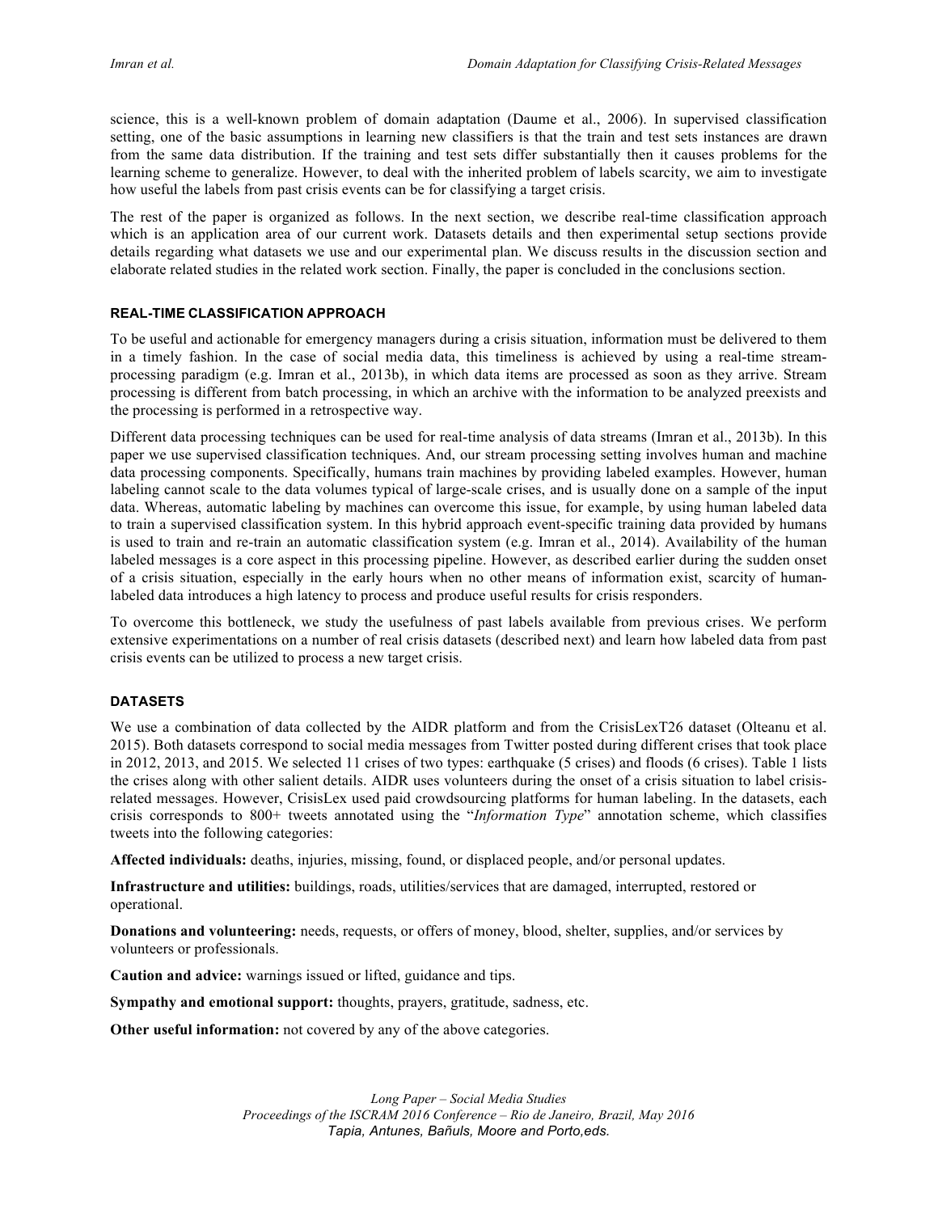science, this is a well-known problem of domain adaptation (Daume et al., 2006). In supervised classification setting, one of the basic assumptions in learning new classifiers is that the train and test sets instances are drawn from the same data distribution. If the training and test sets differ substantially then it causes problems for the learning scheme to generalize. However, to deal with the inherited problem of labels scarcity, we aim to investigate how useful the labels from past crisis events can be for classifying a target crisis.

The rest of the paper is organized as follows. In the next section, we describe real-time classification approach which is an application area of our current work. Datasets details and then experimental setup sections provide details regarding what datasets we use and our experimental plan. We discuss results in the discussion section and elaborate related studies in the related work section. Finally, the paper is concluded in the conclusions section.

#### REAL-TIME CLASSIFICATION APPROACH

To be useful and actionable for emergency managers during a crisis situation, information must be delivered to them in a timely fashion. In the case of social media data, this timeliness is achieved by using a real-time stream-processing paradigm (e.g. Imran et al., 2013b), in which data items are processed as soon as they arrive. Stream processing is different from batch processing, in which an archive with the information to be analyzed preexists and the processing is performed in a retrospective way.

Different data processing techniques can be used for real-time analysis of data streams (Imran et al., 2013b). In this paper we use supervised classification techniques. And, our stream processing setting involves human and machine data processing components. Specifically, humans train machines by providing labeled examples. However, human labeling cannot scale to the data volumes typical of large-scale crises, and is usually done on a sample of the input data. Whereas, automatic labeling by machines can overcome this issue, for example, by using human labeled data to train a supervised classification system. In this hybrid approach event-specific training data provided by humans is used to train and re-train an automatic classification system (e.g. Imran et al., 2014). Availability of the human labeled messages is a core aspect in this processing pipeline. However, as described earlier during the sudden onset of a crisis situation, especially in the early hours when no other means of information exist, scarcity of human-labeled data introduces a high latency to process and produce useful results for crisis responders.

To overcome this bottleneck, we study the usefulness of past labels available from previous crises. We perform extensive experimentations on a number of real crisis datasets (described next) and learn how labeled data from past crisis events can be utilized to process a new target crisis.

#### DATASETS

We use a combination of data collected by the AIDR platform and from the CrisisLexT26 dataset (Olteanu et al. 2015). Both datasets correspond to social media messages from Twitter posted during different crises that took place in 2012, 2013, and 2015. We selected 11 crises of two types: earthquake (5 crises) and floods (6 crises). Table 1 lists the crises along with other salient details. AIDR uses volunteers during the onset of a crisis situation to label crisis-related messages. However, CrisisLex used paid crowdsourcing platforms for human labeling. In the datasets, each crisis corresponds to 800+ tweets annotated using the "*Information Type*" annotation scheme, which classifies tweets into the following categories:

**Affected individuals:** deaths, injuries, missing, found, or displaced people, and/or personal updates.

**Infrastructure and utilities:** buildings, roads, utilities/services that are damaged, interrupted, restored or operational.

**Donations and volunteering:** needs, requests, or offers of money, blood, shelter, supplies, and/or services by volunteers or professionals.

**Caution and advice:** warnings issued or lifted, guidance and tips.

**Sympathy and emotional support:** thoughts, prayers, gratitude, sadness, etc.

**Other useful information:** not covered by any of the above categories.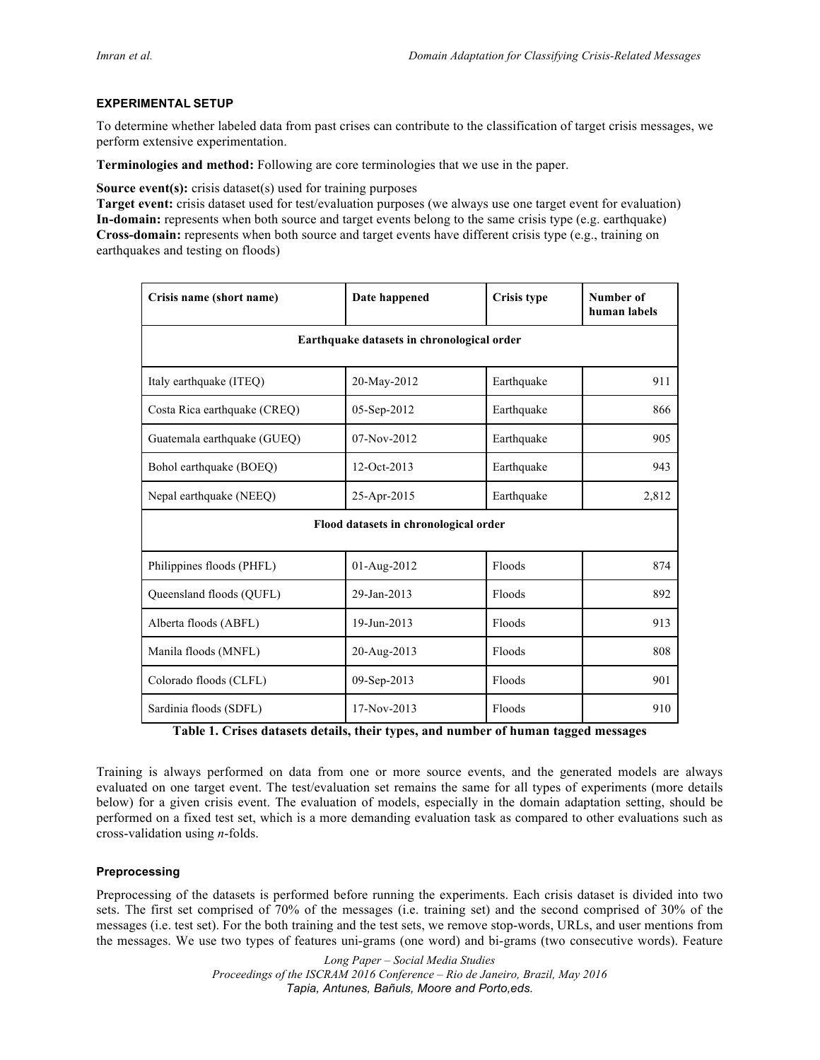### EXPERIMENTAL SETUP

To determine whether labeled data from past crises can contribute to the classification of target crisis messages, we perform extensive experimentation.

**Terminologies and method:** Following are core terminologies that we use in the paper.

**Source event(s):** crisis dataset(s) used for training purposes
**Target event:** crisis dataset used for test/evaluation purposes (we always use one target event for evaluation)
**In-domain:** represents when both source and target events belong to the same crisis type (e.g. earthquake)
**Cross-domain:** represents when both source and target events have different crisis type (e.g., training on earthquakes and testing on floods)

| Crisis name (short name) | Date happened | Crisis type | Number of human labels |
|---|---|---|---|
| **Earthquake datasets in chronological order** | | | |
| Italy earthquake (ITEQ) | 20-May-2012 | Earthquake | 911 |
| Costa Rica earthquake (CREQ) | 05-Sep-2012 | Earthquake | 866 |
| Guatemala earthquake (GUEQ) | 07-Nov-2012 | Earthquake | 905 |
| Bohol earthquake (BOEQ) | 12-Oct-2013 | Earthquake | 943 |
| Nepal earthquake (NEEQ) | 25-Apr-2015 | Earthquake | 2,812 |
| **Flood datasets in chronological order** | | | |
| Philippines floods (PHFL) | 01-Aug-2012 | Floods | 874 |
| Queensland floods (QUFL) | 29-Jan-2013 | Floods | 892 |
| Alberta floods (ABFL) | 19-Jun-2013 | Floods | 913 |
| Manila floods (MNFL) | 20-Aug-2013 | Floods | 808 |
| Colorado floods (CLFL) | 09-Sep-2013 | Floods | 901 |
| Sardinia floods (SDFL) | 17-Nov-2013 | Floods | 910 |

**Table 1. Crises datasets details, their types, and number of human tagged messages**

Training is always performed on data from one or more source events, and the generated models are always evaluated on one target event. The test/evaluation set remains the same for all types of experiments (more details below) for a given crisis event. The evaluation of models, especially in the domain adaptation setting, should be performed on a fixed test set, which is a more demanding evaluation task as compared to other evaluations such as cross-validation using *n*-folds.

#### Preprocessing

Preprocessing of the datasets is performed before running the experiments. Each crisis dataset is divided into two sets. The first set comprised of 70% of the messages (i.e. training set) and the second comprised of 30% of the messages (i.e. test set). For the both training and the test sets, we remove stop-words, URLs, and user mentions from the messages. We use two types of features uni-grams (one word) and bi-grams (two consecutive words). Feature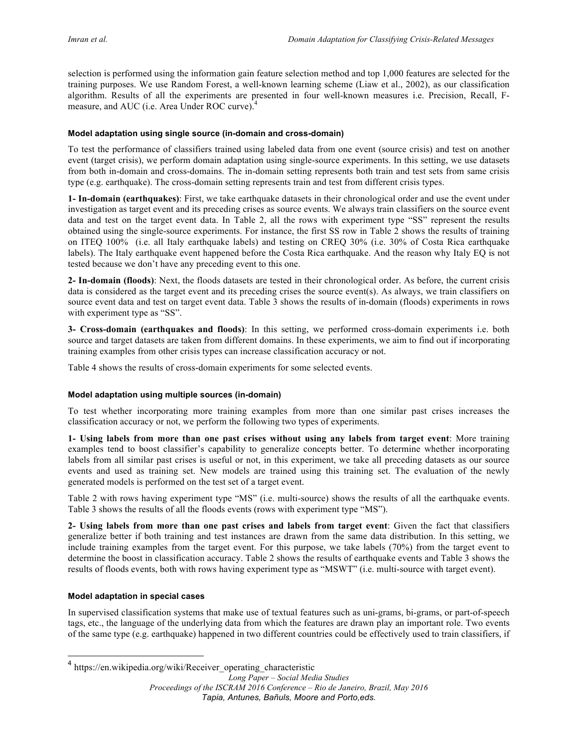selection is performed using the information gain feature selection method and top 1,000 features are selected for the training purposes. We use Random Forest, a well-known learning scheme (Liaw et al., 2002), as our classification algorithm. Results of all the experiments are presented in four well-known measures i.e. Precision, Recall, F-measure, and AUC (i.e. Area Under ROC curve).[4]

#### Model adaptation using single source (in-domain and cross-domain)

To test the performance of classifiers trained using labeled data from one event (source crisis) and test on another event (target crisis), we perform domain adaptation using single-source experiments. In this setting, we use datasets from both in-domain and cross-domains. The in-domain setting represents both train and test sets from same crisis type (e.g. earthquake). The cross-domain setting represents train and test from different crisis types.

**1- In-domain (earthquakes)**: First, we take earthquake datasets in their chronological order and use the event under investigation as target event and its preceding crises as source events. We always train classifiers on the source event data and test on the target event data. In Table 2, all the rows with experiment type "SS" represent the results obtained using the single-source experiments. For instance, the first SS row in Table 2 shows the results of training on ITEQ 100% (i.e. all Italy earthquake labels) and testing on CREQ 30% (i.e. 30% of Costa Rica earthquake labels). The Italy earthquake event happened before the Costa Rica earthquake. And the reason why Italy EQ is not tested because we don't have any preceding event to this one.

**2- In-domain (floods)**: Next, the floods datasets are tested in their chronological order. As before, the current crisis data is considered as the target event and its preceding crises the source event(s). As always, we train classifiers on source event data and test on target event data. Table 3 shows the results of in-domain (floods) experiments in rows with experiment type as "SS".

**3- Cross-domain (earthquakes and floods)**: In this setting, we performed cross-domain experiments i.e. both source and target datasets are taken from different domains. In these experiments, we aim to find out if incorporating training examples from other crisis types can increase classification accuracy or not.

Table 4 shows the results of cross-domain experiments for some selected events.

#### Model adaptation using multiple sources (in-domain)

To test whether incorporating more training examples from more than one similar past crises increases the classification accuracy or not, we perform the following two types of experiments.

**1- Using labels from more than one past crises without using any labels from target event**: More training examples tend to boost classifier's capability to generalize concepts better. To determine whether incorporating labels from all similar past crises is useful or not, in this experiment, we take all preceding datasets as our source events and used as training set. New models are trained using this training set. The evaluation of the newly generated models is performed on the test set of a target event.

Table 2 with rows having experiment type "MS" (i.e. multi-source) shows the results of all the earthquake events. Table 3 shows the results of all the floods events (rows with experiment type "MS").

**2- Using labels from more than one past crises and labels from target event**: Given the fact that classifiers generalize better if both training and test instances are drawn from the same data distribution. In this setting, we include training examples from the target event. For this purpose, we take labels (70%) from the target event to determine the boost in classification accuracy. Table 2 shows the results of earthquake events and Table 3 shows the results of floods events, both with rows having experiment type as "MSWT" (i.e. multi-source with target event).

#### Model adaptation in special cases

In supervised classification systems that make use of textual features such as uni-grams, bi-grams, or part-of-speech tags, etc., the language of the underlying data from which the features are drawn play an important role. Two events of the same type (e.g. earthquake) happened in two different countries could be effectively used to train classifiers, if

---

[4] https://en.wikipedia.org/wiki/Receiver_operating_characteristic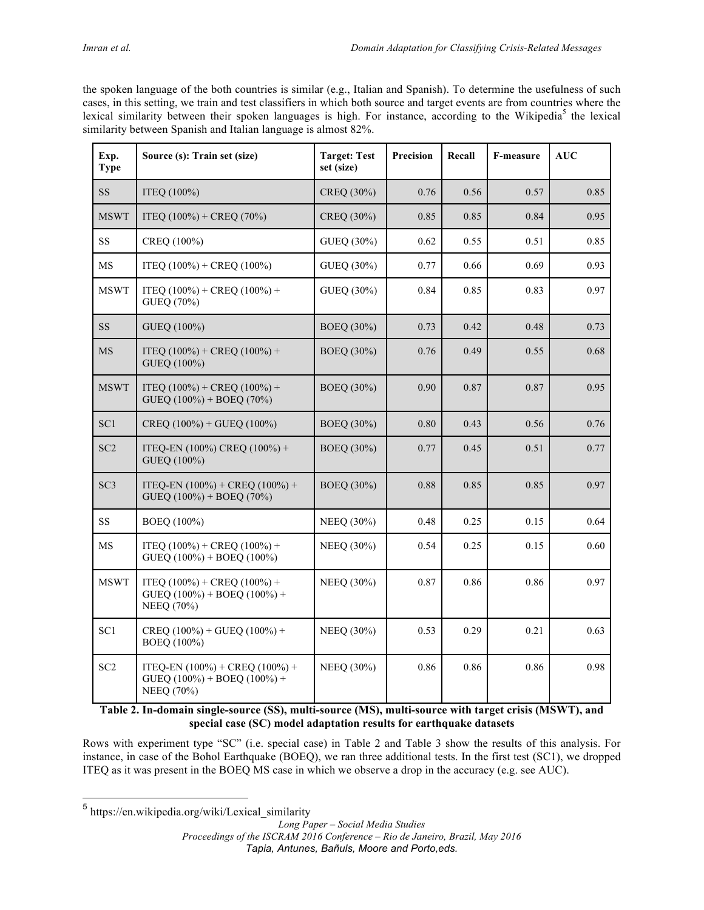the spoken language of the both countries is similar (e.g., Italian and Spanish). To determine the usefulness of such cases, in this setting, we train and test classifiers in which both source and target events are from countries where the lexical similarity between their spoken languages is high. For instance, according to the Wikipedia[5] the lexical similarity between Spanish and Italian language is almost 82%.

| Exp. Type | Source (s): Train set (size) | Target: Test set (size) | Precision | Recall | F-measure | AUC |
|---|---|---|---|---|---|---|
| SS | ITEQ (100%) | CREQ (30%) | 0.76 | 0.56 | 0.57 | 0.85 |
| MSWT | ITEQ (100%) + CREQ (70%) | CREQ (30%) | 0.85 | 0.85 | 0.84 | 0.95 |
| SS | CREQ (100%) | GUEQ (30%) | 0.62 | 0.55 | 0.51 | 0.85 |
| MS | ITEQ (100%) + CREQ (100%) | GUEQ (30%) | 0.77 | 0.66 | 0.69 | 0.93 |
| MSWT | ITEQ (100%) + CREQ (100%) + GUEQ (70%) | GUEQ (30%) | 0.84 | 0.85 | 0.83 | 0.97 |
| SS | GUEQ (100%) | BOEQ (30%) | 0.73 | 0.42 | 0.48 | 0.73 |
| MS | ITEQ (100%) + CREQ (100%) + GUEQ (100%) | BOEQ (30%) | 0.76 | 0.49 | 0.55 | 0.68 |
| MSWT | ITEQ (100%) + CREQ (100%) + GUEQ (100%) + BOEQ (70%) | BOEQ (30%) | 0.90 | 0.87 | 0.87 | 0.95 |
| SC1 | CREQ (100%) + GUEQ (100%) | BOEQ (30%) | 0.80 | 0.43 | 0.56 | 0.76 |
| SC2 | ITEQ-EN (100%) CREQ (100%) + GUEQ (100%) | BOEQ (30%) | 0.77 | 0.45 | 0.51 | 0.77 |
| SC3 | ITEQ-EN (100%) + CREQ (100%) + GUEQ (100%) + BOEQ (70%) | BOEQ (30%) | 0.88 | 0.85 | 0.85 | 0.97 |
| SS | BOEQ (100%) | NEEQ (30%) | 0.48 | 0.25 | 0.15 | 0.64 |
| MS | ITEQ (100%) + CREQ (100%) + GUEQ (100%) + BOEQ (100%) | NEEQ (30%) | 0.54 | 0.25 | 0.15 | 0.60 |
| MSWT | ITEQ (100%) + CREQ (100%) + GUEQ (100%) + BOEQ (100%) + NEEQ (70%) | NEEQ (30%) | 0.87 | 0.86 | 0.86 | 0.97 |
| SC1 | CREQ (100%) + GUEQ (100%) + BOEQ (100%) | NEEQ (30%) | 0.53 | 0.29 | 0.21 | 0.63 |
| SC2 | ITEQ-EN (100%) + CREQ (100%) + GUEQ (100%) + BOEQ (100%) + NEEQ (70%) | NEEQ (30%) | 0.86 | 0.86 | 0.86 | 0.98 |

**Table 2. In-domain single-source (SS), multi-source (MS), multi-source with target crisis (MSWT), and special case (SC) model adaptation results for earthquake datasets**

Rows with experiment type "SC" (i.e. special case) in Table 2 and Table 3 show the results of this analysis. For instance, in case of the Bohol Earthquake (BOEQ), we ran three additional tests. In the first test (SC1), we dropped ITEQ as it was present in the BOEQ MS case in which we observe a drop in the accuracy (e.g. see AUC).

[5] https://en.wikipedia.org/wiki/Lexical_similarity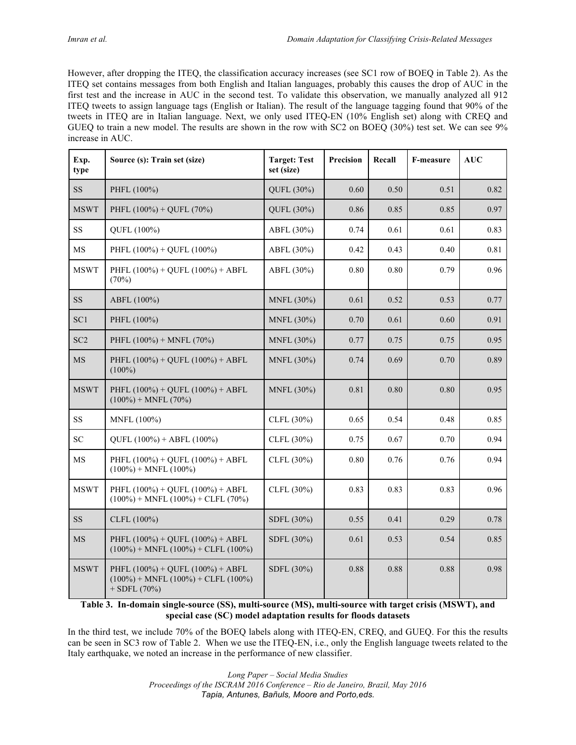However, after dropping the ITEQ, the classification accuracy increases (see SC1 row of BOEQ in Table 2). As the ITEQ set contains messages from both English and Italian languages, probably this causes the drop of AUC in the first test and the increase in AUC in the second test. To validate this observation, we manually analyzed all 912 ITEQ tweets to assign language tags (English or Italian). The result of the language tagging found that 90% of the tweets in ITEQ are in Italian language. Next, we only used ITEQ-EN (10% English set) along with CREQ and GUEQ to train a new model. The results are shown in the row with SC2 on BOEQ (30%) test set. We can see 9% increase in AUC.

| Exp. type | Source (s): Train set (size) | Target: Test set (size) | Precision | Recall | F-measure | AUC |
|---|---|---|---|---|---|---|
| SS | PHFL (100%) | QUFL (30%) | 0.60 | 0.50 | 0.51 | 0.82 |
| MSWT | PHFL (100%) + QUFL (70%) | QUFL (30%) | 0.86 | 0.85 | 0.85 | 0.97 |
| SS | QUFL (100%) | ABFL (30%) | 0.74 | 0.61 | 0.61 | 0.83 |
| MS | PHFL (100%) + QUFL (100%) | ABFL (30%) | 0.42 | 0.43 | 0.40 | 0.81 |
| MSWT | PHFL (100%) + QUFL (100%) + ABFL (70%) | ABFL (30%) | 0.80 | 0.80 | 0.79 | 0.96 |
| SS | ABFL (100%) | MNFL (30%) | 0.61 | 0.52 | 0.53 | 0.77 |
| SC1 | PHFL (100%) | MNFL (30%) | 0.70 | 0.61 | 0.60 | 0.91 |
| SC2 | PHFL (100%) + MNFL (70%) | MNFL (30%) | 0.77 | 0.75 | 0.75 | 0.95 |
| MS | PHFL (100%) + QUFL (100%) + ABFL (100%) | MNFL (30%) | 0.74 | 0.69 | 0.70 | 0.89 |
| MSWT | PHFL (100%) + QUFL (100%) + ABFL (100%) + MNFL (70%) | MNFL (30%) | 0.81 | 0.80 | 0.80 | 0.95 |
| SS | MNFL (100%) | CLFL (30%) | 0.65 | 0.54 | 0.48 | 0.85 |
| SC | QUFL (100%) + ABFL (100%) | CLFL (30%) | 0.75 | 0.67 | 0.70 | 0.94 |
| MS | PHFL (100%) + QUFL (100%) + ABFL (100%) + MNFL (100%) | CLFL (30%) | 0.80 | 0.76 | 0.76 | 0.94 |
| MSWT | PHFL (100%) + QUFL (100%) + ABFL (100%) + MNFL (100%) + CLFL (70%) | CLFL (30%) | 0.83 | 0.83 | 0.83 | 0.96 |
| SS | CLFL (100%) | SDFL (30%) | 0.55 | 0.41 | 0.29 | 0.78 |
| MS | PHFL (100%) + QUFL (100%) + ABFL (100%) + MNFL (100%) + CLFL (100%) | SDFL (30%) | 0.61 | 0.53 | 0.54 | 0.85 |
| MSWT | PHFL (100%) + QUFL (100%) + ABFL (100%) + MNFL (100%) + CLFL (100%) + SDFL (70%) | SDFL (30%) | 0.88 | 0.88 | 0.88 | 0.98 |

**Table 3. In-domain single-source (SS), multi-source (MS), multi-source with target crisis (MSWT), and special case (SC) model adaptation results for floods datasets**

In the third test, we include 70% of the BOEQ labels along with ITEQ-EN, CREQ, and GUEQ. For this the results can be seen in SC3 row of Table 2. When we use the ITEQ-EN, i.e., only the English language tweets related to the Italy earthquake, we noted an increase in the performance of new classifier.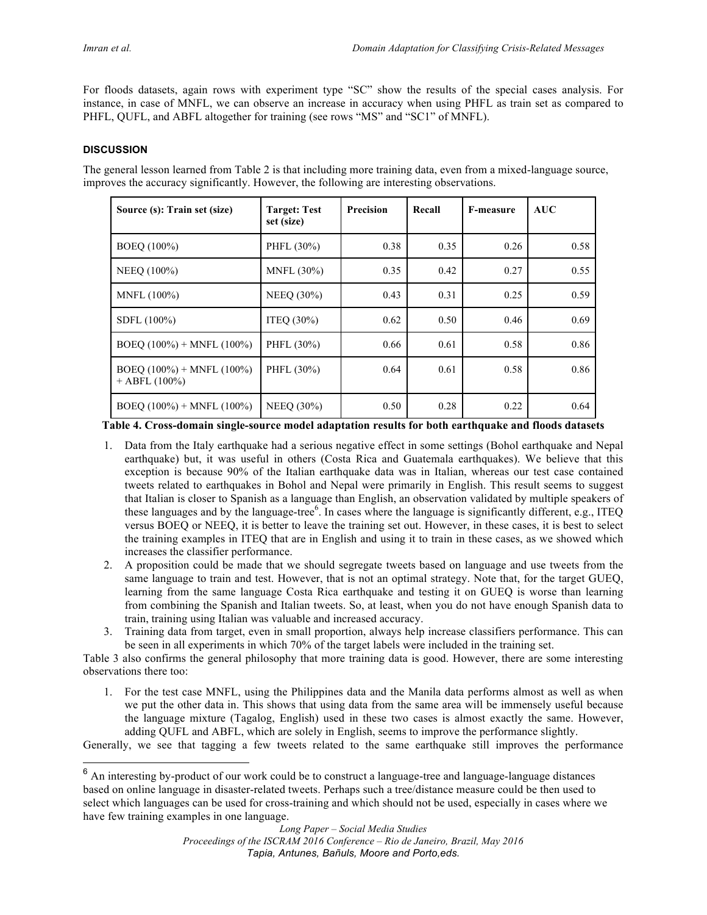For floods datasets, again rows with experiment type "SC" show the results of the special cases analysis. For instance, in case of MNFL, we can observe an increase in accuracy when using PHFL as train set as compared to PHFL, QUFL, and ABFL altogether for training (see rows "MS" and "SC1" of MNFL).

#### DISCUSSION

The general lesson learned from Table 2 is that including more training data, even from a mixed-language source, improves the accuracy significantly. However, the following are interesting observations.

| Source (s): Train set (size) | Target: Test set (size) | Precision | Recall | F-measure | AUC |
|---|---|---|---|---|---|
| BOEQ (100%) | PHFL (30%) | 0.38 | 0.35 | 0.26 | 0.58 |
| NEEQ (100%) | MNFL (30%) | 0.35 | 0.42 | 0.27 | 0.55 |
| MNFL (100%) | NEEQ (30%) | 0.43 | 0.31 | 0.25 | 0.59 |
| SDFL (100%) | ITEQ (30%) | 0.62 | 0.50 | 0.46 | 0.69 |
| BOEQ (100%) + MNFL (100%) | PHFL (30%) | 0.66 | 0.61 | 0.58 | 0.86 |
| BOEQ (100%) + MNFL (100%) + ABFL (100%) | PHFL (30%) | 0.64 | 0.61 | 0.58 | 0.86 |
| BOEQ (100%) + MNFL (100%) | NEEQ (30%) | 0.50 | 0.28 | 0.22 | 0.64 |

**Table 4. Cross-domain single-source model adaptation results for both earthquake and floods datasets**

1. Data from the Italy earthquake had a serious negative effect in some settings (Bohol earthquake and Nepal earthquake) but, it was useful in others (Costa Rica and Guatemala earthquakes). We believe that this exception is because 90% of the Italian earthquake data was in Italian, whereas our test case contained tweets related to earthquakes in Bohol and Nepal were primarily in English. This result seems to suggest that Italian is closer to Spanish as a language than English, an observation validated by multiple speakers of these languages and by the language-tree[6]. In cases where the language is significantly different, e.g., ITEQ versus BOEQ or NEEQ, it is better to leave the training set out. However, in these cases, it is best to select the training examples in ITEQ that are in English and using it to train in these cases, as we showed which increases the classifier performance.
2. A proposition could be made that we should segregate tweets based on language and use tweets from the same language to train and test. However, that is not an optimal strategy. Note that, for the target GUEQ, learning from the same language Costa Rica earthquake and testing it on GUEQ is worse than learning from combining the Spanish and Italian tweets. So, at least, when you do not have enough Spanish data to train, training using Italian was valuable and increased accuracy.
3. Training data from target, even in small proportion, always help increase classifiers performance. This can be seen in all experiments in which 70% of the target labels were included in the training set.

Table 3 also confirms the general philosophy that more training data is good. However, there are some interesting observations there too:

1. For the test case MNFL, using the Philippines data and the Manila data performs almost as well as when we put the other data in. This shows that using data from the same area will be immensely useful because the language mixture (Tagalog, English) used in these two cases is almost exactly the same. However, adding QUFL and ABFL, which are solely in English, seems to improve the performance slightly.

Generally, we see that tagging a few tweets related to the same earthquake still improves the performance

[6] An interesting by-product of our work could be to construct a language-tree and language-language distances based on online language in disaster-related tweets. Perhaps such a tree/distance measure could be then used to select which languages can be used for cross-training and which should not be used, especially in cases where we have few training examples in one language.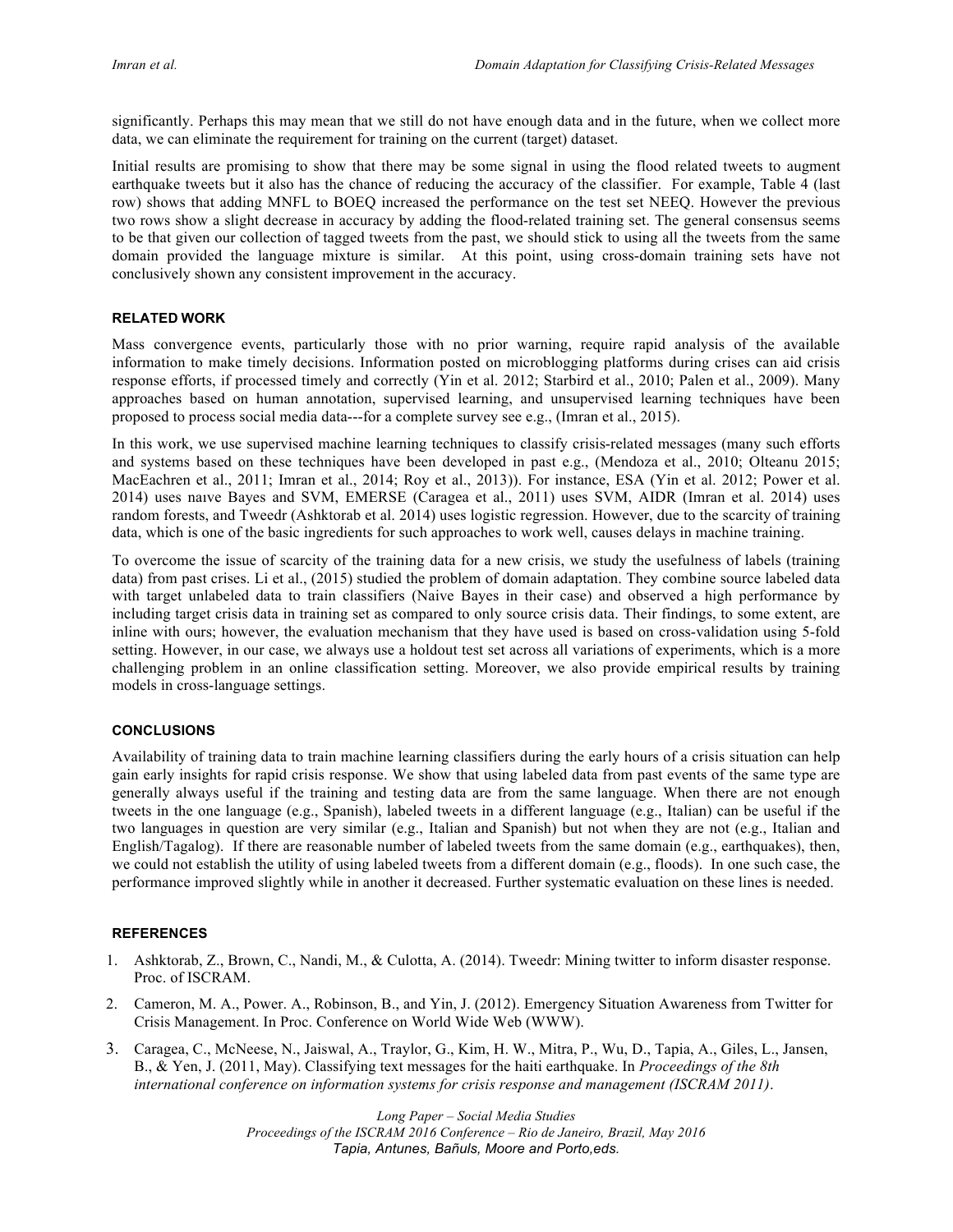significantly. Perhaps this may mean that we still do not have enough data and in the future, when we collect more data, we can eliminate the requirement for training on the current (target) dataset.

Initial results are promising to show that there may be some signal in using the flood related tweets to augment earthquake tweets but it also has the chance of reducing the accuracy of the classifier. For example, Table 4 (last row) shows that adding MNFL to BOEQ increased the performance on the test set NEEQ. However the previous two rows show a slight decrease in accuracy by adding the flood-related training set. The general consensus seems to be that given our collection of tagged tweets from the past, we should stick to using all the tweets from the same domain provided the language mixture is similar. At this point, using cross-domain training sets have not conclusively shown any consistent improvement in the accuracy.

## RELATED WORK

Mass convergence events, particularly those with no prior warning, require rapid analysis of the available information to make timely decisions. Information posted on microblogging platforms during crises can aid crisis response efforts, if processed timely and correctly (Yin et al. 2012; Starbird et al., 2010; Palen et al., 2009). Many approaches based on human annotation, supervised learning, and unsupervised learning techniques have been proposed to process social media data---for a complete survey see e.g., (Imran et al., 2015).

In this work, we use supervised machine learning techniques to classify crisis-related messages (many such efforts and systems based on these techniques have been developed in past e.g., (Mendoza et al., 2010; Olteanu 2015; MacEachren et al., 2011; Imran et al., 2014; Roy et al., 2013)). For instance, ESA (Yin et al. 2012; Power et al. 2014) uses naıve Bayes and SVM, EMERSE (Caragea et al., 2011) uses SVM, AIDR (Imran et al. 2014) uses random forests, and Tweedr (Ashktorab et al. 2014) uses logistic regression. However, due to the scarcity of training data, which is one of the basic ingredients for such approaches to work well, causes delays in machine training.

To overcome the issue of scarcity of the training data for a new crisis, we study the usefulness of labels (training data) from past crises. Li et al., (2015) studied the problem of domain adaptation. They combine source labeled data with target unlabeled data to train classifiers (Naive Bayes in their case) and observed a high performance by including target crisis data in training set as compared to only source crisis data. Their findings, to some extent, are inline with ours; however, the evaluation mechanism that they have used is based on cross-validation using 5-fold setting. However, in our case, we always use a holdout test set across all variations of experiments, which is a more challenging problem in an online classification setting. Moreover, we also provide empirical results by training models in cross-language settings.

## CONCLUSIONS

Availability of training data to train machine learning classifiers during the early hours of a crisis situation can help gain early insights for rapid crisis response. We show that using labeled data from past events of the same type are generally always useful if the training and testing data are from the same language. When there are not enough tweets in the one language (e.g., Spanish), labeled tweets in a different language (e.g., Italian) can be useful if the two languages in question are very similar (e.g., Italian and Spanish) but not when they are not (e.g., Italian and English/Tagalog). If there are reasonable number of labeled tweets from the same domain (e.g., earthquakes), then, we could not establish the utility of using labeled tweets from a different domain (e.g., floods). In one such case, the performance improved slightly while in another it decreased. Further systematic evaluation on these lines is needed.

## REFERENCES

1. Ashktorab, Z., Brown, C., Nandi, M., & Culotta, A. (2014). Tweedr: Mining twitter to inform disaster response. Proc. of ISCRAM.
2. Cameron, M. A., Power. A., Robinson, B., and Yin, J. (2012). Emergency Situation Awareness from Twitter for Crisis Management. In Proc. Conference on World Wide Web (WWW).
3. Caragea, C., McNeese, N., Jaiswal, A., Traylor, G., Kim, H. W., Mitra, P., Wu, D., Tapia, A., Giles, L., Jansen, B., & Yen, J. (2011, May). Classifying text messages for the haiti earthquake. In *Proceedings of the 8th international conference on information systems for crisis response and management (ISCRAM 2011)*.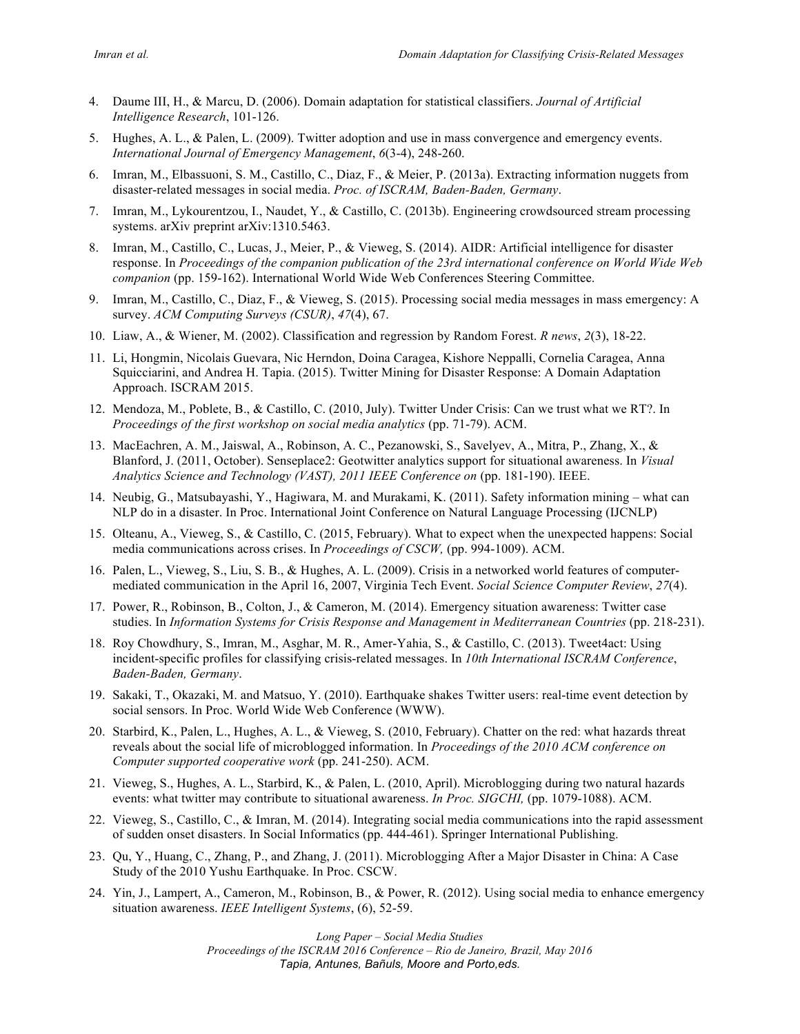4. Daume III, H., & Marcu, D. (2006). Domain adaptation for statistical classifiers. *Journal of Artificial Intelligence Research*, 101-126.
5. Hughes, A. L., & Palen, L. (2009). Twitter adoption and use in mass convergence and emergency events. *International Journal of Emergency Management*, *6*(3-4), 248-260.
6. Imran, M., Elbassuoni, S. M., Castillo, C., Diaz, F., & Meier, P. (2013a). Extracting information nuggets from disaster-related messages in social media. *Proc. of ISCRAM, Baden-Baden, Germany*.
7. Imran, M., Lykourentzou, I., Naudet, Y., & Castillo, C. (2013b). Engineering crowdsourced stream processing systems. arXiv preprint arXiv:1310.5463.
8. Imran, M., Castillo, C., Lucas, J., Meier, P., & Vieweg, S. (2014). AIDR: Artificial intelligence for disaster response. In *Proceedings of the companion publication of the 23rd international conference on World Wide Web companion* (pp. 159-162). International World Wide Web Conferences Steering Committee.
9. Imran, M., Castillo, C., Diaz, F., & Vieweg, S. (2015). Processing social media messages in mass emergency: A survey. *ACM Computing Surveys (CSUR)*, *47*(4), 67.
10. Liaw, A., & Wiener, M. (2002). Classification and regression by Random Forest. *R news*, *2*(3), 18-22.
11. Li, Hongmin, Nicolais Guevara, Nic Herndon, Doina Caragea, Kishore Neppalli, Cornelia Caragea, Anna Squicciarini, and Andrea H. Tapia. (2015). Twitter Mining for Disaster Response: A Domain Adaptation Approach. ISCRAM 2015.
12. Mendoza, M., Poblete, B., & Castillo, C. (2010, July). Twitter Under Crisis: Can we trust what we RT?. In *Proceedings of the first workshop on social media analytics* (pp. 71-79). ACM.
13. MacEachren, A. M., Jaiswal, A., Robinson, A. C., Pezanowski, S., Savelyev, A., Mitra, P., Zhang, X., & Blanford, J. (2011, October). Senseplace2: Geotwitter analytics support for situational awareness. In *Visual Analytics Science and Technology (VAST), 2011 IEEE Conference on* (pp. 181-190). IEEE.
14. Neubig, G., Matsubayashi, Y., Hagiwara, M. and Murakami, K. (2011). Safety information mining – what can NLP do in a disaster. In Proc. International Joint Conference on Natural Language Processing (IJCNLP)
15. Olteanu, A., Vieweg, S., & Castillo, C. (2015, February). What to expect when the unexpected happens: Social media communications across crises. In *Proceedings of CSCW,* (pp. 994-1009). ACM.
16. Palen, L., Vieweg, S., Liu, S. B., & Hughes, A. L. (2009). Crisis in a networked world features of computer-mediated communication in the April 16, 2007, Virginia Tech Event. *Social Science Computer Review*, *27*(4).
17. Power, R., Robinson, B., Colton, J., & Cameron, M. (2014). Emergency situation awareness: Twitter case studies. In *Information Systems for Crisis Response and Management in Mediterranean Countries* (pp. 218-231).
18. Roy Chowdhury, S., Imran, M., Asghar, M. R., Amer-Yahia, S., & Castillo, C. (2013). Tweet4act: Using incident-specific profiles for classifying crisis-related messages. In *10th International ISCRAM Conference*, *Baden-Baden, Germany*.
19. Sakaki, T., Okazaki, M. and Matsuo, Y. (2010). Earthquake shakes Twitter users: real-time event detection by social sensors. In Proc. World Wide Web Conference (WWW).
20. Starbird, K., Palen, L., Hughes, A. L., & Vieweg, S. (2010, February). Chatter on the red: what hazards threat reveals about the social life of microblogged information. In *Proceedings of the 2010 ACM conference on Computer supported cooperative work* (pp. 241-250). ACM.
21. Vieweg, S., Hughes, A. L., Starbird, K., & Palen, L. (2010, April). Microblogging during two natural hazards events: what twitter may contribute to situational awareness. *In Proc. SIGCHI,* (pp. 1079-1088). ACM.
22. Vieweg, S., Castillo, C., & Imran, M. (2014). Integrating social media communications into the rapid assessment of sudden onset disasters. In Social Informatics (pp. 444-461). Springer International Publishing.
23. Qu, Y., Huang, C., Zhang, P., and Zhang, J. (2011). Microblogging After a Major Disaster in China: A Case Study of the 2010 Yushu Earthquake. In Proc. CSCW.
24. Yin, J., Lampert, A., Cameron, M., Robinson, B., & Power, R. (2012). Using social media to enhance emergency situation awareness. *IEEE Intelligent Systems*, (6), 52-59.